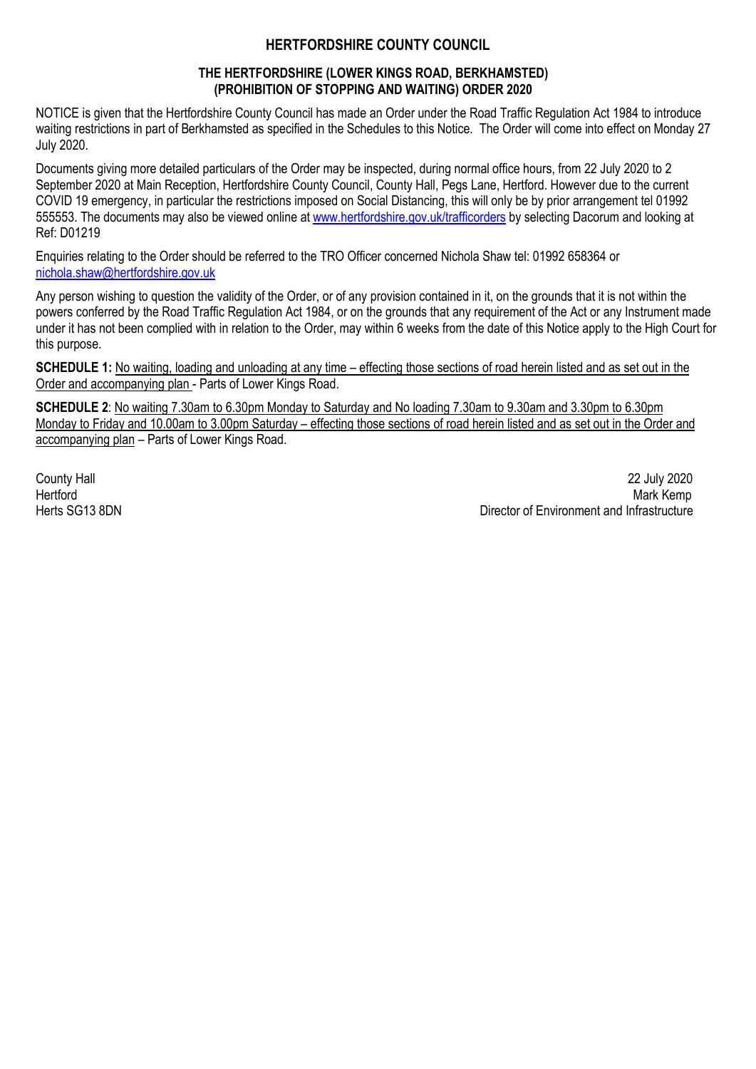# HERTFORDSHIRE COUNTY COUNCIL

## THE HERTFORDSHIRE (LOWER KINGS ROAD, BERKHAMSTED) (PROHIBITION OF STOPPING AND WAITING) ORDER 2020

NOTICE is given that the Hertfordshire County Council has made an Order under the Road Traffic Regulation Act 1984 to introduce waiting restrictions in part of Berkhamsted as specified in the Schedules to this Notice. The Order will come into effect on Monday 27 July 2020.

Documents giving more detailed particulars of the Order may be inspected, during normal office hours, from 22 July 2020 to 2 September 2020 at Main Reception, Hertfordshire County Council, County Hall, Pegs Lane, Hertford. However due to the current COVID 19 emergency, in particular the restrictions imposed on Social Distancing, this will only be by prior arrangement tel 01992 555553. The documents may also be viewed online at www.hertfordshire.gov.uk/trafficorders by selecting Dacorum and looking at Ref: D01219

Enquiries relating to the Order should be referred to the TRO Officer concerned Nichola Shaw tel: 01992 658364 or nichola.shaw@hertfordshire.gov.uk

Any person wishing to question the validity of the Order, or of any provision contained in it, on the grounds that it is not within the powers conferred by the Road Traffic Regulation Act 1984, or on the grounds that any requirement of the Act or any Instrument made under it has not been complied with in relation to the Order, may within 6 weeks from the date of this Notice apply to the High Court for this purpose.

**SCHEDULE 1:** No waiting, loading and unloading at any time – effecting those sections of road herein listed and as set out in the Order and accompanying plan - Parts of Lower Kings Road.

**SCHEDULE 2**: No waiting 7.30am to 6.30pm Monday to Saturday and No loading 7.30am to 9.30am and 3.30pm to 6.30pm Monday to Friday and 10.00am to 3.00pm Saturday – effecting those sections of road herein listed and as set out in the Order and accompanying plan – Parts of Lower Kings Road.

County Hall
Hertford
Herts SG13 8DN

22 July 2020
Mark Kemp
Director of Environment and Infrastructure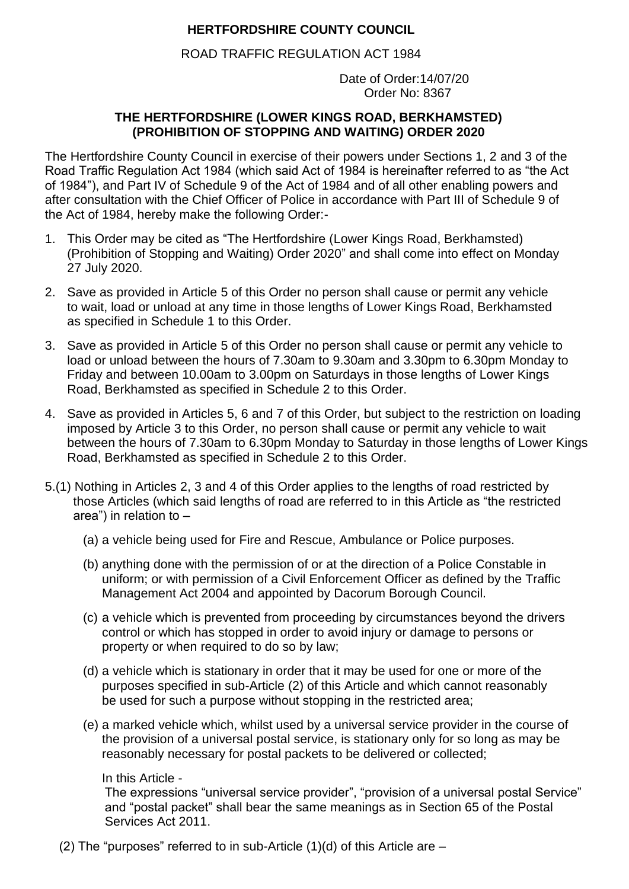**HERTFORDSHIRE COUNTY COUNCIL**

ROAD TRAFFIC REGULATION ACT 1984

Date of Order:14/07/20
Order No: 8367

**THE HERTFORDSHIRE (LOWER KINGS ROAD, BERKHAMSTED) (PROHIBITION OF STOPPING AND WAITING) ORDER 2020**

The Hertfordshire County Council in exercise of their powers under Sections 1, 2 and 3 of the Road Traffic Regulation Act 1984 (which said Act of 1984 is hereinafter referred to as "the Act of 1984"), and Part IV of Schedule 9 of the Act of 1984 and of all other enabling powers and after consultation with the Chief Officer of Police in accordance with Part III of Schedule 9 of the Act of 1984, hereby make the following Order:-

1. This Order may be cited as "The Hertfordshire (Lower Kings Road, Berkhamsted) (Prohibition of Stopping and Waiting) Order 2020" and shall come into effect on Monday 27 July 2020.

2. Save as provided in Article 5 of this Order no person shall cause or permit any vehicle to wait, load or unload at any time in those lengths of Lower Kings Road, Berkhamsted as specified in Schedule 1 to this Order.

3. Save as provided in Article 5 of this Order no person shall cause or permit any vehicle to load or unload between the hours of 7.30am to 9.30am and 3.30pm to 6.30pm Monday to Friday and between 10.00am to 3.00pm on Saturdays in those lengths of Lower Kings Road, Berkhamsted as specified in Schedule 2 to this Order.

4. Save as provided in Articles 5, 6 and 7 of this Order, but subject to the restriction on loading imposed by Article 3 to this Order, no person shall cause or permit any vehicle to wait between the hours of 7.30am to 6.30pm Monday to Saturday in those lengths of Lower Kings Road, Berkhamsted as specified in Schedule 2 to this Order.

5.(1) Nothing in Articles 2, 3 and 4 of this Order applies to the lengths of road restricted by those Articles (which said lengths of road are referred to in this Article as "the restricted area") in relation to –

   (a) a vehicle being used for Fire and Rescue, Ambulance or Police purposes.

   (b) anything done with the permission of or at the direction of a Police Constable in uniform; or with permission of a Civil Enforcement Officer as defined by the Traffic Management Act 2004 and appointed by Dacorum Borough Council.

   (c) a vehicle which is prevented from proceeding by circumstances beyond the drivers control or which has stopped in order to avoid injury or damage to persons or property or when required to do so by law;

   (d) a vehicle which is stationary in order that it may be used for one or more of the purposes specified in sub-Article (2) of this Article and which cannot reasonably be used for such a purpose without stopping in the restricted area;

   (e) a marked vehicle which, whilst used by a universal service provider in the course of the provision of a universal postal service, is stationary only for so long as may be reasonably necessary for postal packets to be delivered or collected;

   In this Article -
   The expressions "universal service provider", "provision of a universal postal Service" and "postal packet" shall bear the same meanings as in Section 65 of the Postal Services Act 2011.

(2) The "purposes" referred to in sub-Article (1)(d) of this Article are –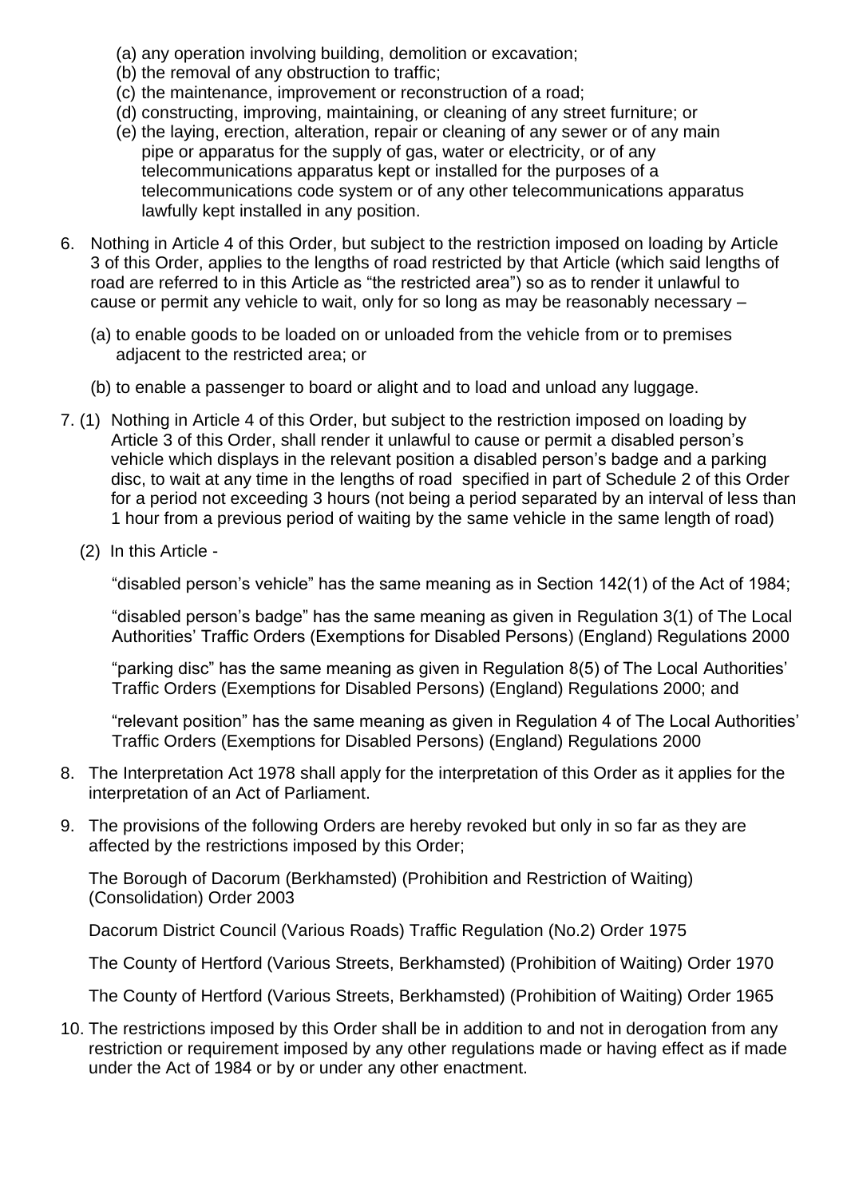(a) any operation involving building, demolition or excavation;
(b) the removal of any obstruction to traffic;
(c) the maintenance, improvement or reconstruction of a road;
(d) constructing, improving, maintaining, or cleaning of any street furniture; or
(e) the laying, erection, alteration, repair or cleaning of any sewer or of any main pipe or apparatus for the supply of gas, water or electricity, or of any telecommunications apparatus kept or installed for the purposes of a telecommunications code system or of any other telecommunications apparatus lawfully kept installed in any position.

6. Nothing in Article 4 of this Order, but subject to the restriction imposed on loading by Article 3 of this Order, applies to the lengths of road restricted by that Article (which said lengths of road are referred to in this Article as "the restricted area") so as to render it unlawful to cause or permit any vehicle to wait, only for so long as may be reasonably necessary –

   (a) to enable goods to be loaded on or unloaded from the vehicle from or to premises adjacent to the restricted area; or

   (b) to enable a passenger to board or alight and to load and unload any luggage.

7. (1) Nothing in Article 4 of this Order, but subject to the restriction imposed on loading by Article 3 of this Order, shall render it unlawful to cause or permit a disabled person's vehicle which displays in the relevant position a disabled person's badge and a parking disc, to wait at any time in the lengths of road specified in part of Schedule 2 of this Order for a period not exceeding 3 hours (not being a period separated by an interval of less than 1 hour from a previous period of waiting by the same vehicle in the same length of road)

   (2) In this Article -

   "disabled person's vehicle" has the same meaning as in Section 142(1) of the Act of 1984;

   "disabled person's badge" has the same meaning as given in Regulation 3(1) of The Local Authorities' Traffic Orders (Exemptions for Disabled Persons) (England) Regulations 2000

   "parking disc" has the same meaning as given in Regulation 8(5) of The Local Authorities' Traffic Orders (Exemptions for Disabled Persons) (England) Regulations 2000; and

   "relevant position" has the same meaning as given in Regulation 4 of The Local Authorities' Traffic Orders (Exemptions for Disabled Persons) (England) Regulations 2000

8. The Interpretation Act 1978 shall apply for the interpretation of this Order as it applies for the interpretation of an Act of Parliament.

9. The provisions of the following Orders are hereby revoked but only in so far as they are affected by the restrictions imposed by this Order;

   The Borough of Dacorum (Berkhamsted) (Prohibition and Restriction of Waiting) (Consolidation) Order 2003

   Dacorum District Council (Various Roads) Traffic Regulation (No.2) Order 1975

   The County of Hertford (Various Streets, Berkhamsted) (Prohibition of Waiting) Order 1970

   The County of Hertford (Various Streets, Berkhamsted) (Prohibition of Waiting) Order 1965

10. The restrictions imposed by this Order shall be in addition to and not in derogation from any restriction or requirement imposed by any other regulations made or having effect as if made under the Act of 1984 or by or under any other enactment.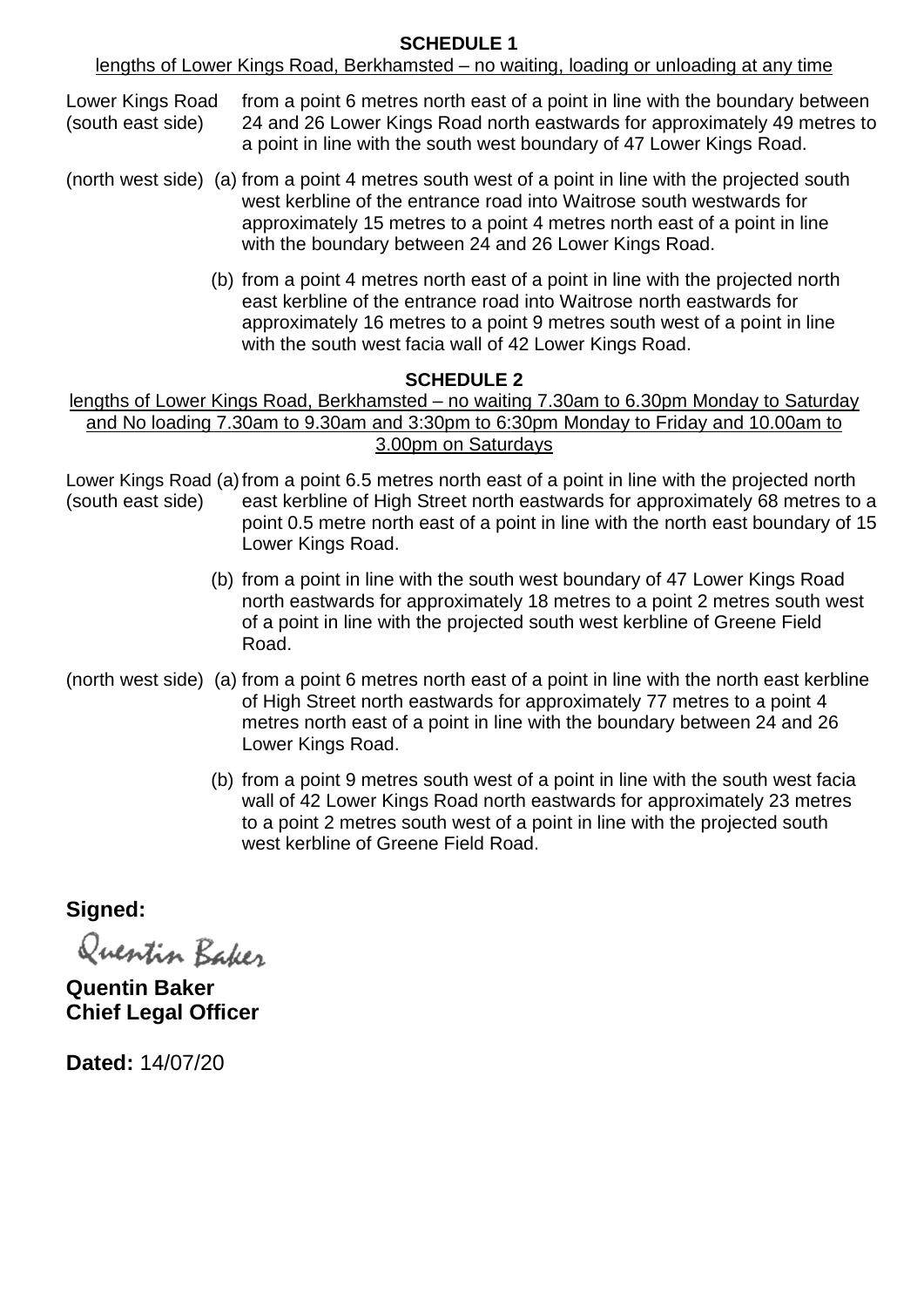## SCHEDULE 1

lengths of Lower Kings Road, Berkhamsted – no waiting, loading or unloading at any time

Lower Kings Road (south east side) from a point 6 metres north east of a point in line with the boundary between 24 and 26 Lower Kings Road north eastwards for approximately 49 metres to a point in line with the south west boundary of 47 Lower Kings Road.

(north west side)

(a) from a point 4 metres south west of a point in line with the projected south west kerbline of the entrance road into Waitrose south westwards for approximately 15 metres to a point 4 metres north east of a point in line with the boundary between 24 and 26 Lower Kings Road.

(b) from a point 4 metres north east of a point in line with the projected north east kerbline of the entrance road into Waitrose north eastwards for approximately 16 metres to a point 9 metres south west of a point in line with the south west facia wall of 42 Lower Kings Road.

## SCHEDULE 2

lengths of Lower Kings Road, Berkhamsted – no waiting 7.30am to 6.30pm Monday to Saturday and No loading 7.30am to 9.30am and 3:30pm to 6:30pm Monday to Friday and 10.00am to 3.00pm on Saturdays

Lower Kings Road (south east side)

(a) from a point 6.5 metres north east of a point in line with the projected north east kerbline of High Street north eastwards for approximately 68 metres to a point 0.5 metre north east of a point in line with the north east boundary of 15 Lower Kings Road.

(b) from a point in line with the south west boundary of 47 Lower Kings Road north eastwards for approximately 18 metres to a point 2 metres south west of a point in line with the projected south west kerbline of Greene Field Road.

(north west side)

(a) from a point 6 metres north east of a point in line with the north east kerbline of High Street north eastwards for approximately 77 metres to a point 4 metres north east of a point in line with the boundary between 24 and 26 Lower Kings Road.

(b) from a point 9 metres south west of a point in line with the south west facia wall of 42 Lower Kings Road north eastwards for approximately 23 metres to a point 2 metres south west of a point in line with the projected south west kerbline of Greene Field Road.

**Signed:**

Quentin Baker

**Quentin Baker**
**Chief Legal Officer**

**Dated:** 14/07/20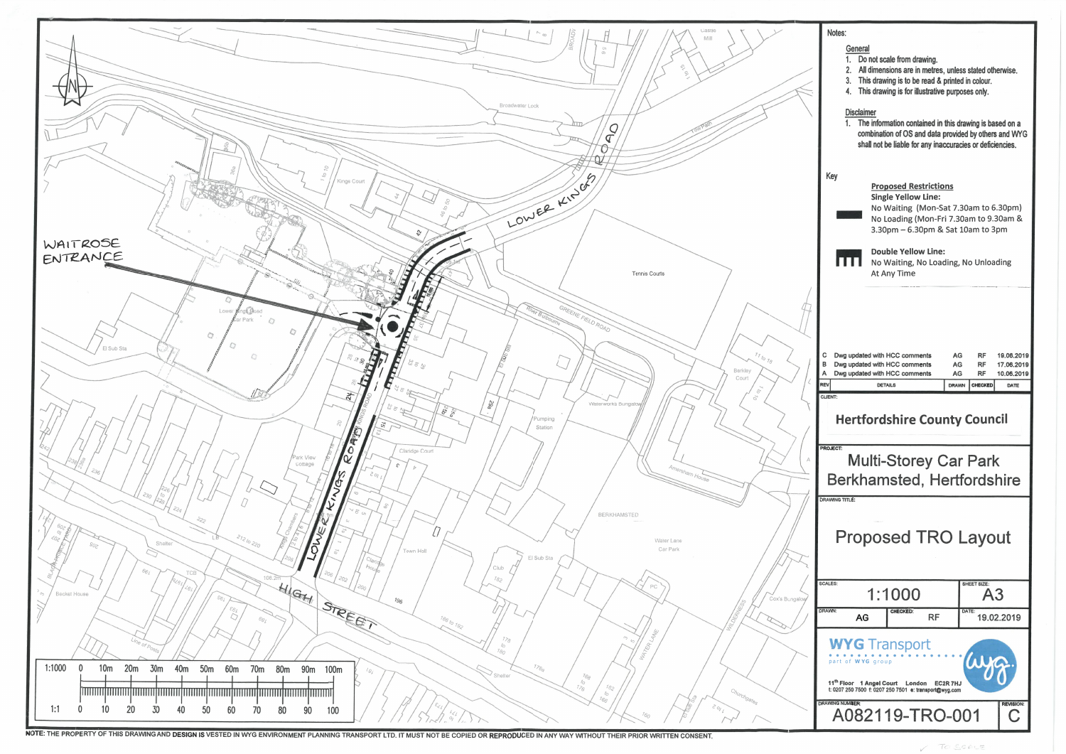Notes:

**General**

1. Do not scale from drawing.
2. All dimensions are in metres, unless stated otherwise.
3. This drawing is to be read & printed in colour.
4. This drawing is for illustrative purposes only.

**Disclaimer**

1. The information contained in this drawing is based on a combination of OS and data provided by others and WYG shall not be liable for any inaccuracies or deficiencies.

**Key**

**Proposed Restrictions**

**Single Yellow Line:**
No Waiting (Mon-Sat 7.30am to 6.30pm)
No Loading (Mon-Fri 7.30am to 9.30am & 3.30pm – 6.30pm & Sat 10am to 3pm

**Double Yellow Line:**
No Waiting, No Loading, No Unloading At Any Time

| REV | DETAILS | DRAWN | CHECKED | DATE |
|---|---|---|---|---|
| C | Dwg updated with HCC comments | AG | RF | 19.06.2019 |
| B | Dwg updated with HCC comments | AG | RF | 17.06.2019 |
| A | Dwg updated with HCC comments | AG | RF | 10.06.2019 |

CLIENT:

**Hertfordshire County Council**

PROJECT:

Multi-Storey Car Park
Berkhamsted, Hertfordshire

DRAWING TITLE:

Proposed TRO Layout

| SCALES: | SHEET SIZE: |
|---|---|
| 1:1000 | A3 |

| DRAWN: | CHECKED: | DATE: |
|---|---|---|
| AG | RF | 19.02.2019 |

**WYG Transport**
part of WYG group

11th Floor 1 Angel Court London EC2R 7HJ
t: 0207 250 7500 f: 0207 250 7501 e: transport@wyg.com

| DRAWING NUMBER: | REVISION: |
|---|---|
| A082119-TRO-001 | C |

WAITROSE ENTRANCE

LOWER KINGS ROAD

HIGH STREET

Lower Kings Road Car Park

Tennis Courts

GREENE FIELD ROAD

Broadwater Lock

Kings Court

Park View Cottage

Claridge Court

Pumping Station

Town Hall

Waterworks Bungalow

Amersham House

Water Lane Car Park

BERKHAMSTED

WATER LANE

WILDERNESS

Cox's Bungalow

Berkley Court

Churchgates

Castle Mill

River Bulbourne

Tow Path

El Sub Sta

Shelter

Becket House

Line of Posts

1:1000 0 10m 20m 30m 40m 50m 60m 70m 80m 90m 100m

1:1 0 10 20 30 40 50 60 70 80 90 100

NOTE: THE PROPERTY OF THIS DRAWING AND DESIGN IS VESTED IN WYG ENVIRONMENT PLANNING TRANSPORT LTD. IT MUST NOT BE COPIED OR REPRODUCED IN ANY WAY WITHOUT THEIR PRIOR WRITTEN CONSENT.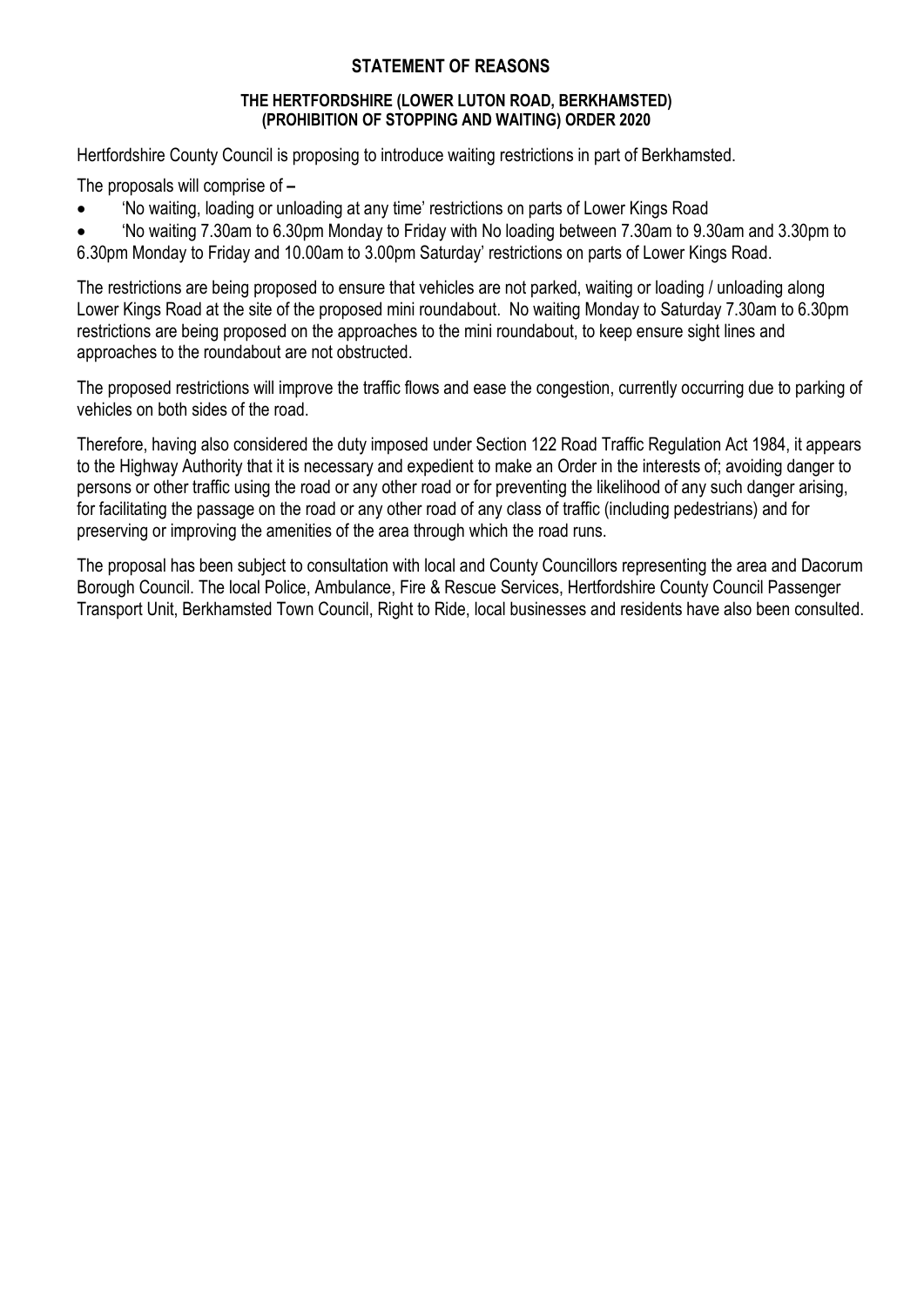# STATEMENT OF REASONS

**THE HERTFORDSHIRE (LOWER LUTON ROAD, BERKHAMSTED) (PROHIBITION OF STOPPING AND WAITING) ORDER 2020**

Hertfordshire County Council is proposing to introduce waiting restrictions in part of Berkhamsted.

The proposals will comprise of **–**

- 'No waiting, loading or unloading at any time' restrictions on parts of Lower Kings Road
- 'No waiting 7.30am to 6.30pm Monday to Friday with No loading between 7.30am to 9.30am and 3.30pm to 6.30pm Monday to Friday and 10.00am to 3.00pm Saturday' restrictions on parts of Lower Kings Road.

The restrictions are being proposed to ensure that vehicles are not parked, waiting or loading / unloading along Lower Kings Road at the site of the proposed mini roundabout. No waiting Monday to Saturday 7.30am to 6.30pm restrictions are being proposed on the approaches to the mini roundabout, to keep ensure sight lines and approaches to the roundabout are not obstructed.

The proposed restrictions will improve the traffic flows and ease the congestion, currently occurring due to parking of vehicles on both sides of the road.

Therefore, having also considered the duty imposed under Section 122 Road Traffic Regulation Act 1984, it appears to the Highway Authority that it is necessary and expedient to make an Order in the interests of; avoiding danger to persons or other traffic using the road or any other road or for preventing the likelihood of any such danger arising, for facilitating the passage on the road or any other road of any class of traffic (including pedestrians) and for preserving or improving the amenities of the area through which the road runs.

The proposal has been subject to consultation with local and County Councillors representing the area and Dacorum Borough Council. The local Police, Ambulance, Fire & Rescue Services, Hertfordshire County Council Passenger Transport Unit, Berkhamsted Town Council, Right to Ride, local businesses and residents have also been consulted.